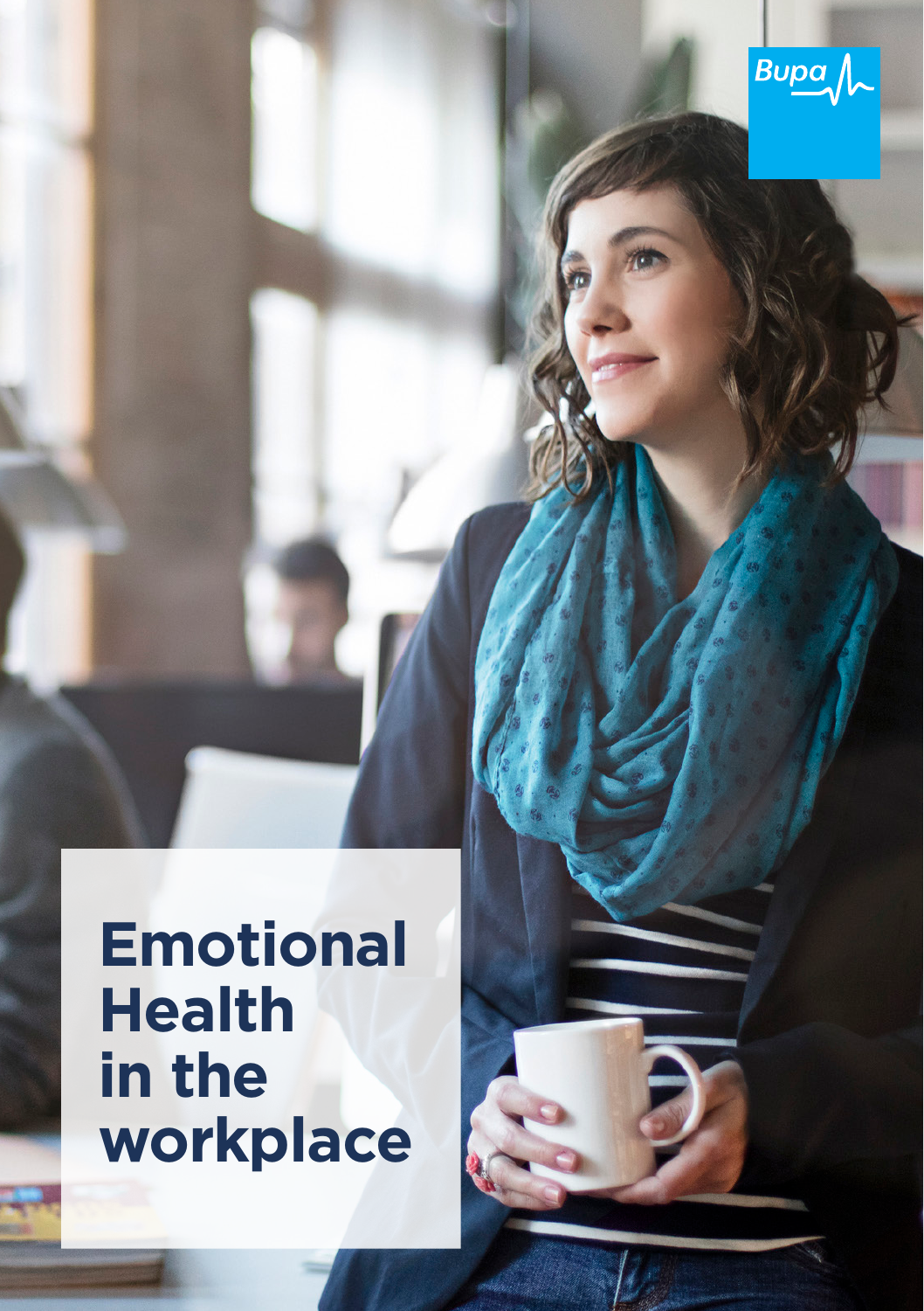Bupa

# Emotional Health in the workplace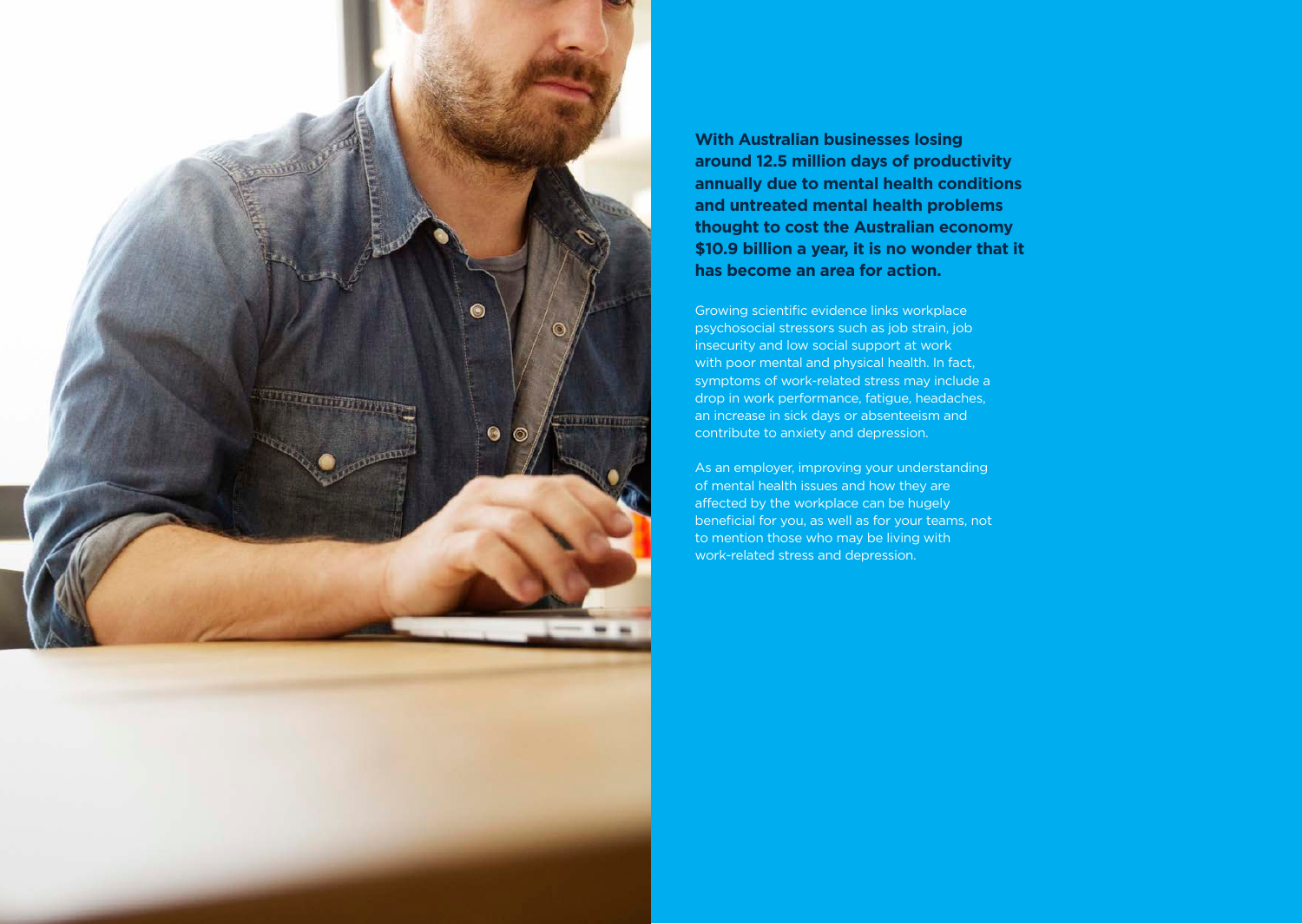**With Australian businesses losing around 12.5 million days of productivity annually due to mental health conditions and untreated mental health problems thought to cost the Australian economy $10.9 billion a year, it is no wonder that it has become an area for action.**

Growing scientific evidence links workplace psychosocial stressors such as job strain, job insecurity and low social support at work with poor mental and physical health. In fact, symptoms of work-related stress may include a drop in work performance, fatigue, headaches, an increase in sick days or absenteeism and contribute to anxiety and depression.

As an employer, improving your understanding of mental health issues and how they are affected by the workplace can be hugely beneficial for you, as well as for your teams, not to mention those who may be living with work-related stress and depression.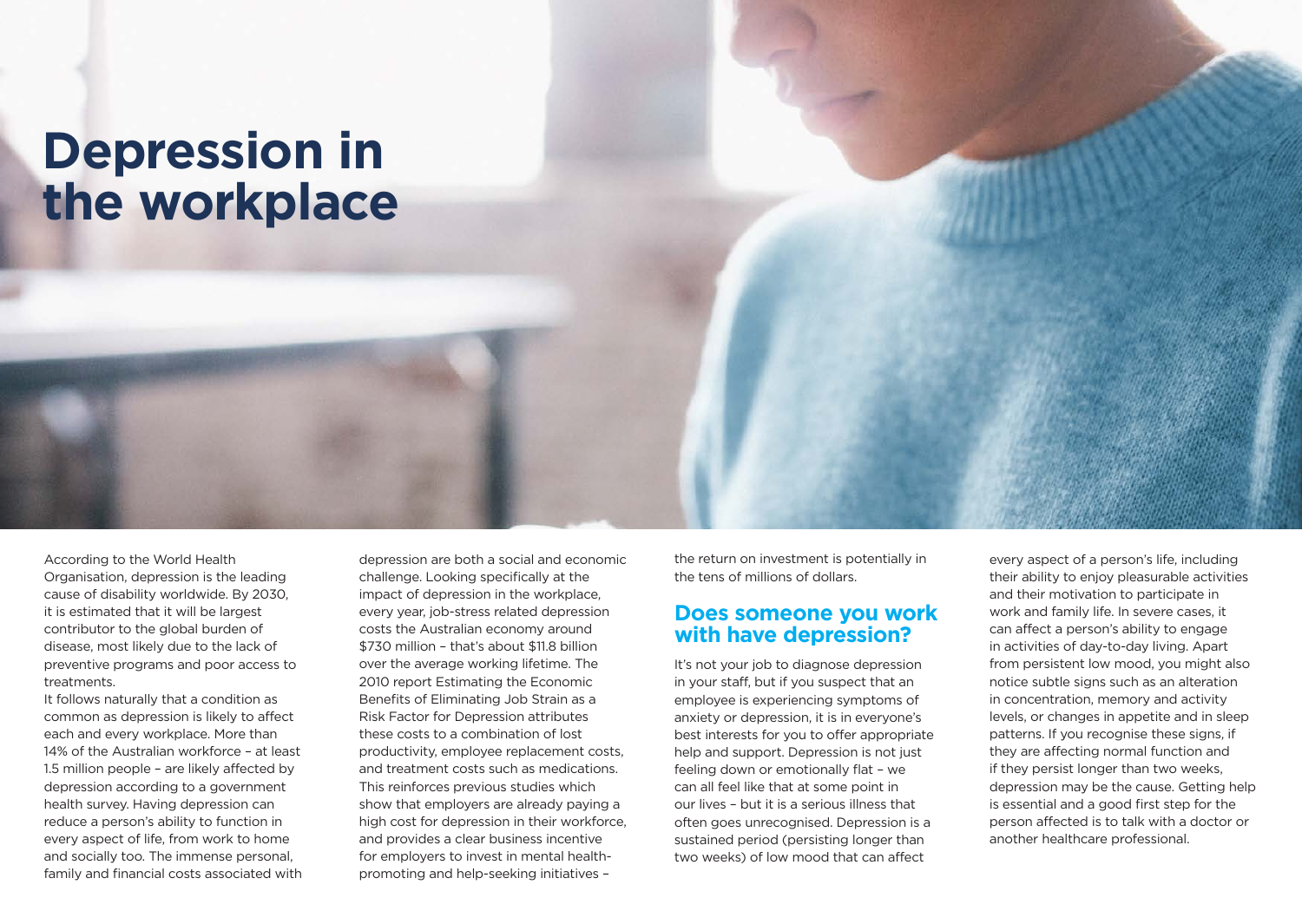# Depression in the workplace

According to the World Health Organisation, depression is the leading cause of disability worldwide. By 2030, it is estimated that it will be largest contributor to the global burden of disease, most likely due to the lack of preventive programs and poor access to treatments.

It follows naturally that a condition as common as depression is likely to affect each and every workplace. More than 14% of the Australian workforce – at least 1.5 million people – are likely affected by depression according to a government health survey. Having depression can reduce a person's ability to function in every aspect of life, from work to home and socially too. The immense personal, family and financial costs associated with depression are both a social and economic challenge. Looking specifically at the impact of depression in the workplace, every year, job-stress related depression costs the Australian economy around $730 million – that's about $11.8 billion over the average working lifetime. The 2010 report Estimating the Economic Benefits of Eliminating Job Strain as a Risk Factor for Depression attributes these costs to a combination of lost productivity, employee replacement costs, and treatment costs such as medications. This reinforces previous studies which show that employers are already paying a high cost for depression in their workforce, and provides a clear business incentive for employers to invest in mental health-promoting and help-seeking initiatives – the return on investment is potentially in the tens of millions of dollars.

## Does someone you work with have depression?

It's not your job to diagnose depression in your staff, but if you suspect that an employee is experiencing symptoms of anxiety or depression, it is in everyone's best interests for you to offer appropriate help and support. Depression is not just feeling down or emotionally flat – we can all feel like that at some point in our lives – but it is a serious illness that often goes unrecognised. Depression is a sustained period (persisting longer than two weeks) of low mood that can affect every aspect of a person's life, including their ability to enjoy pleasurable activities and their motivation to participate in work and family life. In severe cases, it can affect a person's ability to engage in activities of day-to-day living. Apart from persistent low mood, you might also notice subtle signs such as an alteration in concentration, memory and activity levels, or changes in appetite and in sleep patterns. If you recognise these signs, if they are affecting normal function and if they persist longer than two weeks, depression may be the cause. Getting help is essential and a good first step for the person affected is to talk with a doctor or another healthcare professional.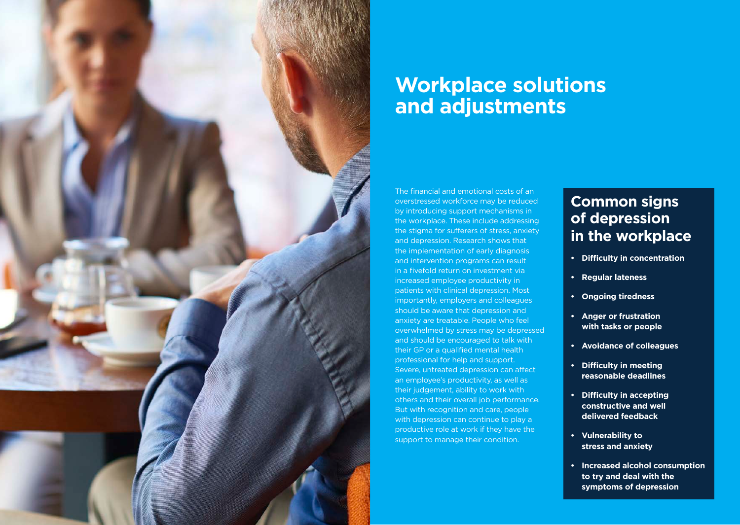# Workplace solutions and adjustments

The financial and emotional costs of an overstressed workforce may be reduced by introducing support mechanisms in the workplace. These include addressing the stigma for sufferers of stress, anxiety and depression. Research shows that the implementation of early diagnosis and intervention programs can result in a fivefold return on investment via increased employee productivity in patients with clinical depression. Most importantly, employers and colleagues should be aware that depression and anxiety are treatable. People who feel overwhelmed by stress may be depressed and should be encouraged to talk with their GP or a qualified mental health professional for help and support. Severe, untreated depression can affect an employee's productivity, as well as their judgement, ability to work with others and their overall job performance. But with recognition and care, people with depression can continue to play a productive role at work if they have the support to manage their condition.

## Common signs of depression in the workplace

- **Difficulty in concentration**
- **Regular lateness**
- **Ongoing tiredness**
- **Anger or frustration with tasks or people**
- **Avoidance of colleagues**
- **Difficulty in meeting reasonable deadlines**
- **Difficulty in accepting constructive and well delivered feedback**
- **Vulnerability to stress and anxiety**
- **Increased alcohol consumption to try and deal with the symptoms of depression**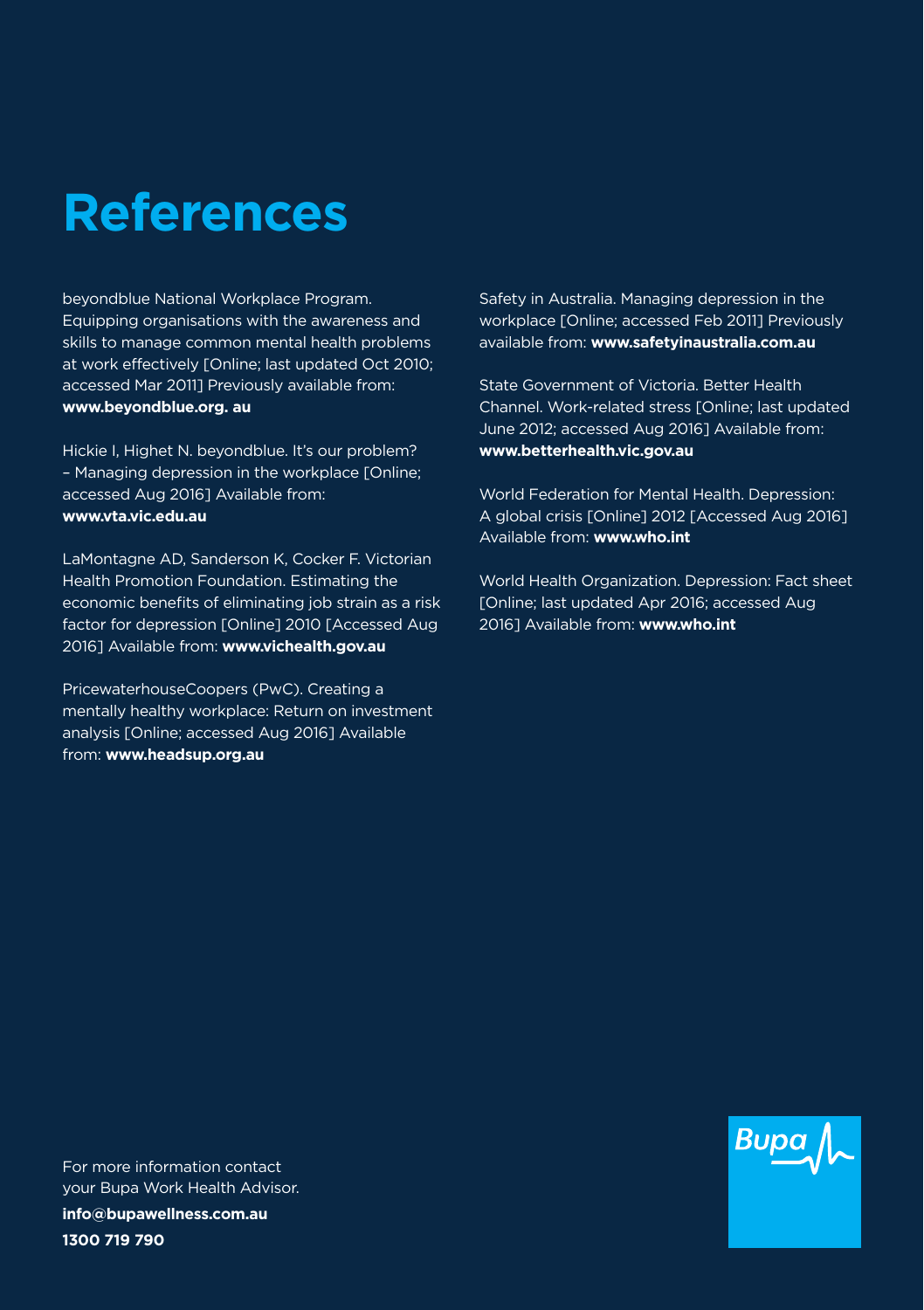# References

beyondblue National Workplace Program. Equipping organisations with the awareness and skills to manage common mental health problems at work effectively [Online; last updated Oct 2010; accessed Mar 2011] Previously available from: **www.beyondblue.org. au**

Hickie I, Highet N. beyondblue. It's our problem? – Managing depression in the workplace [Online; accessed Aug 2016] Available from: **www.vta.vic.edu.au**

LaMontagne AD, Sanderson K, Cocker F. Victorian Health Promotion Foundation. Estimating the economic benefits of eliminating job strain as a risk factor for depression [Online] 2010 [Accessed Aug 2016] Available from: **www.vichealth.gov.au**

PricewaterhouseCoopers (PwC). Creating a mentally healthy workplace: Return on investment analysis [Online; accessed Aug 2016] Available from: **www.headsup.org.au**

Safety in Australia. Managing depression in the workplace [Online; accessed Feb 2011] Previously available from: **www.safetyinaustralia.com.au**

State Government of Victoria. Better Health Channel. Work-related stress [Online; last updated June 2012; accessed Aug 2016] Available from: **www.betterhealth.vic.gov.au**

World Federation for Mental Health. Depression: A global crisis [Online] 2012 [Accessed Aug 2016] Available from: **www.who.int**

World Health Organization. Depression: Fact sheet [Online; last updated Apr 2016; accessed Aug 2016] Available from: **www.who.int**

For more information contact your Bupa Work Health Advisor.

**info@bupawellness.com.au**

**1300 719 790**

Bupa